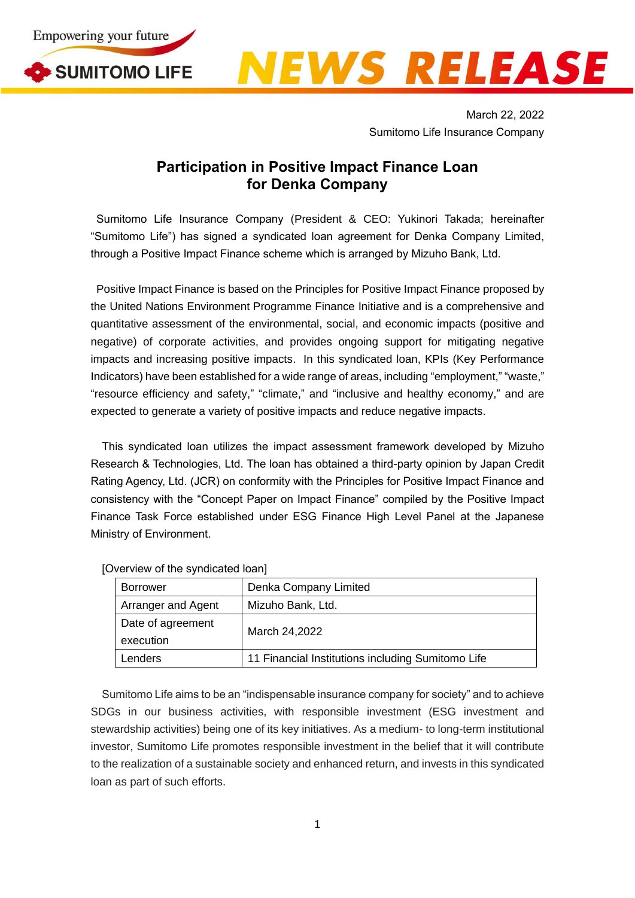NEWS RELEASE

March 22, 2022
Sumitomo Life Insurance Company

# Participation in Positive Impact Finance Loan for Denka Company

Sumitomo Life Insurance Company (President & CEO: Yukinori Takada; hereinafter "Sumitomo Life") has signed a syndicated loan agreement for Denka Company Limited, through a Positive Impact Finance scheme which is arranged by Mizuho Bank, Ltd.

Positive Impact Finance is based on the Principles for Positive Impact Finance proposed by the United Nations Environment Programme Finance Initiative and is a comprehensive and quantitative assessment of the environmental, social, and economic impacts (positive and negative) of corporate activities, and provides ongoing support for mitigating negative impacts and increasing positive impacts. In this syndicated loan, KPIs (Key Performance Indicators) have been established for a wide range of areas, including "employment," "waste," "resource efficiency and safety," "climate," and "inclusive and healthy economy," and are expected to generate a variety of positive impacts and reduce negative impacts.

This syndicated loan utilizes the impact assessment framework developed by Mizuho Research & Technologies, Ltd. The loan has obtained a third-party opinion by Japan Credit Rating Agency, Ltd. (JCR) on conformity with the Principles for Positive Impact Finance and consistency with the "Concept Paper on Impact Finance" compiled by the Positive Impact Finance Task Force established under ESG Finance High Level Panel at the Japanese Ministry of Environment.

[Overview of the syndicated loan]

| | |
|---|---|
| Borrower | Denka Company Limited |
| Arranger and Agent | Mizuho Bank, Ltd. |
| Date of agreement execution | March 24,2022 |
| Lenders | 11 Financial Institutions including Sumitomo Life |

Sumitomo Life aims to be an "indispensable insurance company for society" and to achieve SDGs in our business activities, with responsible investment (ESG investment and stewardship activities) being one of its key initiatives. As a medium- to long-term institutional investor, Sumitomo Life promotes responsible investment in the belief that it will contribute to the realization of a sustainable society and enhanced return, and invests in this syndicated loan as part of such efforts.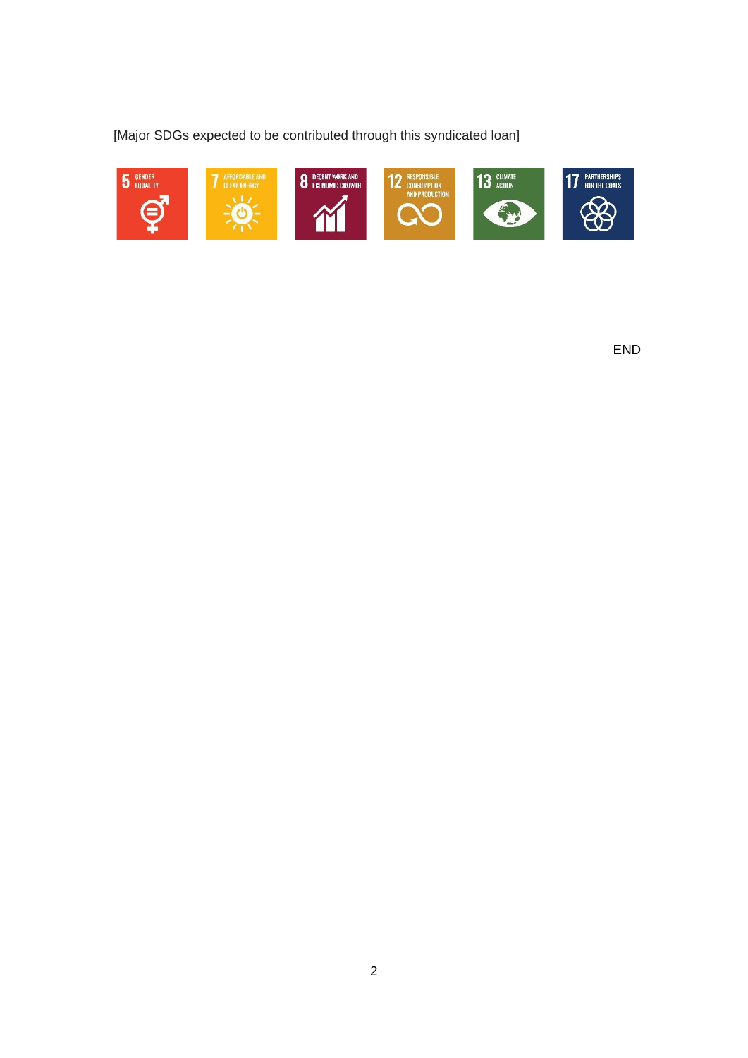[Major SDGs expected to be contributed through this syndicated loan]

5 GENDER EQUALITY

7 AFFORDABLE AND CLEAN ENERGY

8 DECENT WORK AND ECONOMIC GROWTH

12 RESPONSIBLE CONSUMPTION AND PRODUCTION

13 CLIMATE ACTION

17 PARTNERSHIPS FOR THE GOALS

END